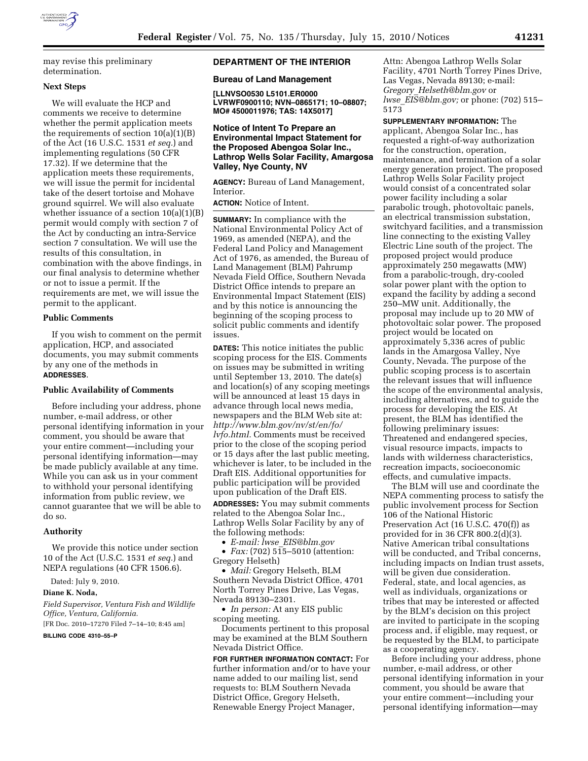may revise this preliminary determination.

### Next Steps

We will evaluate the HCP and comments we receive to determine whether the permit application meets the requirements of section 10(a)(1)(B) of the Act (16 U.S.C. 1531 *et seq.*) and implementing regulations (50 CFR 17.32). If we determine that the application meets these requirements, we will issue the permit for incidental take of the desert tortoise and Mohave ground squirrel. We will also evaluate whether issuance of a section 10(a)(1)(B) permit would comply with section 7 of the Act by conducting an intra-Service section 7 consultation. We will use the results of this consultation, in combination with the above findings, in our final analysis to determine whether or not to issue a permit. If the requirements are met, we will issue the permit to the applicant.

### Public Comments

If you wish to comment on the permit application, HCP, and associated documents, you may submit comments by any one of the methods in **ADDRESSES**.

### Public Availability of Comments

Before including your address, phone number, e-mail address, or other personal identifying information in your comment, you should be aware that your entire comment—including your personal identifying information—may be made publicly available at any time. While you can ask us in your comment to withhold your personal identifying information from public review, we cannot guarantee that we will be able to do so.

### Authority

We provide this notice under section 10 of the Act (U.S.C. 1531 *et seq.*) and NEPA regulations (40 CFR 1506.6).

Dated: July 9, 2010.

**Diane K. Noda,**

*Field Supervisor, Ventura Fish and Wildlife Office, Ventura, California.*

[FR Doc. 2010–17270 Filed 7–14–10; 8:45 am]

**BILLING CODE 4310–55–P**

## DEPARTMENT OF THE INTERIOR

### Bureau of Land Management

**[LLNVSO0530 L5101.ER0000 LVRWF0900110; NVN–0865171; 10–08807; MO# 4500011976; TAS: 14X5017]**

### Notice of Intent To Prepare an Environmental Impact Statement for the Proposed Abengoa Solar Inc., Lathrop Wells Solar Facility, Amargosa Valley, Nye County, NV

**AGENCY:** Bureau of Land Management, Interior.

**ACTION:** Notice of Intent.

**SUMMARY:** In compliance with the National Environmental Policy Act of 1969, as amended (NEPA), and the Federal Land Policy and Management Act of 1976, as amended, the Bureau of Land Management (BLM) Pahrump Nevada Field Office, Southern Nevada District Office intends to prepare an Environmental Impact Statement (EIS) and by this notice is announcing the beginning of the scoping process to solicit public comments and identify issues.

**DATES:** This notice initiates the public scoping process for the EIS. Comments on issues may be submitted in writing until September 13, 2010. The date(s) and location(s) of any scoping meetings will be announced at least 15 days in advance through local news media, newspapers and the BLM Web site at: *http://www.blm.gov/nv/st/en/fo/lvfo.html.* Comments must be received prior to the close of the scoping period or 15 days after the last public meeting, whichever is later, to be included in the Draft EIS. Additional opportunities for public participation will be provided upon publication of the Draft EIS.

**ADDRESSES:** You may submit comments related to the Abengoa Solar Inc., Lathrop Wells Solar Facility by any of the following methods:

- *E-mail: lwse_EIS@blm.gov*
- *Fax:* (702) 515–5010 (attention: Gregory Helseth)
- *Mail:* Gregory Helseth, BLM Southern Nevada District Office, 4701 North Torrey Pines Drive, Las Vegas, Nevada 89130–2301.
- *In person:* At any EIS public scoping meeting.

Documents pertinent to this proposal may be examined at the BLM Southern Nevada District Office.

**FOR FURTHER INFORMATION CONTACT:** For further information and/or to have your name added to our mailing list, send requests to: BLM Southern Nevada District Office, Gregory Helseth, Renewable Energy Project Manager, Attn: Abengoa Lathrop Wells Solar Facility, 4701 North Torrey Pines Drive, Las Vegas, Nevada 89130; e-mail: *Gregory_Helseth@blm.gov* or *lwse_EIS@blm.gov;* or phone: (702) 515–5173

**SUPPLEMENTARY INFORMATION:** The applicant, Abengoa Solar Inc., has requested a right-of-way authorization for the construction, operation, maintenance, and termination of a solar energy generation project. The proposed Lathrop Wells Solar Facility project would consist of a concentrated solar power facility including a solar parabolic trough, photovoltaic panels, an electrical transmission substation, switchyard facilities, and a transmission line connecting to the existing Valley Electric Line south of the project. The proposed project would produce approximately 250 megawatts (MW) from a parabolic-trough, dry-cooled solar power plant with the option to expand the facility by adding a second 250–MW unit. Additionally, the proposal may include up to 20 MW of photovoltaic solar power. The proposed project would be located on approximately 5,336 acres of public lands in the Amargosa Valley, Nye County, Nevada. The purpose of the public scoping process is to ascertain the relevant issues that will influence the scope of the environmental analysis, including alternatives, and to guide the process for developing the EIS. At present, the BLM has identified the following preliminary issues: Threatened and endangered species, visual resource impacts, impacts to lands with wilderness characteristics, recreation impacts, socioeconomic effects, and cumulative impacts.

The BLM will use and coordinate the NEPA commenting process to satisfy the public involvement process for Section 106 of the National Historic Preservation Act (16 U.S.C. 470(f)) as provided for in 36 CFR 800.2(d)(3). Native American tribal consultations will be conducted, and Tribal concerns, including impacts on Indian trust assets, will be given due consideration. Federal, state, and local agencies, as well as individuals, organizations or tribes that may be interested or affected by the BLM's decision on this project are invited to participate in the scoping process and, if eligible, may request, or be requested by the BLM, to participate as a cooperating agency.

Before including your address, phone number, e-mail address, or other personal identifying information in your comment, you should be aware that your entire comment—including your personal identifying information—may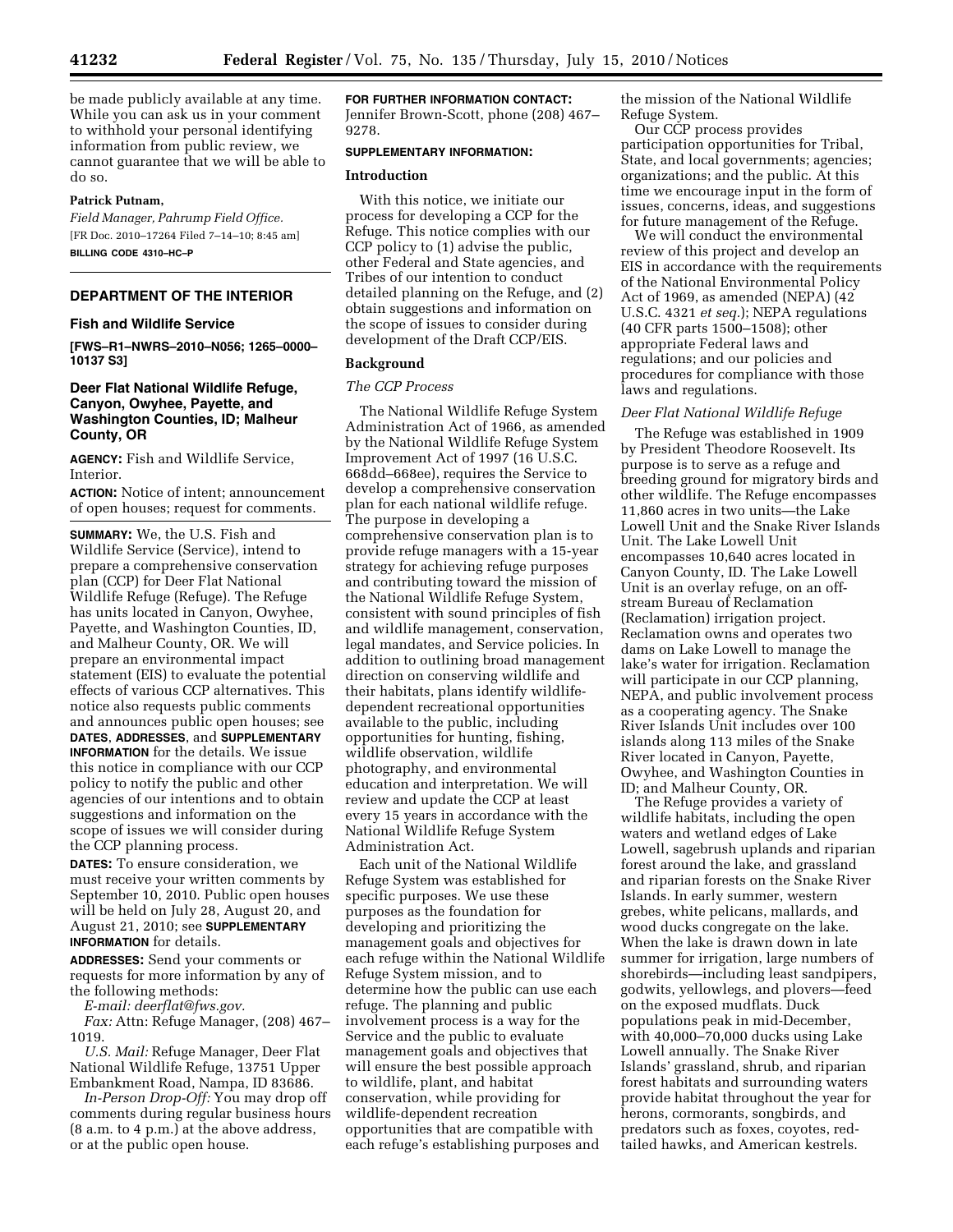be made publicly available at any time. While you can ask us in your comment to withhold your personal identifying information from public review, we cannot guarantee that we will be able to do so.

**Patrick Putnam,**

*Field Manager, Pahrump Field Office.*

[FR Doc. 2010–17264 Filed 7–14–10; 8:45 am]

**BILLING CODE 4310–HC–P**

---

## DEPARTMENT OF THE INTERIOR

### Fish and Wildlife Service

**[FWS–R1–NWRS–2010–N056; 1265–0000–10137 S3]**

### Deer Flat National Wildlife Refuge, Canyon, Owyhee, Payette, and Washington Counties, ID; Malheur County, OR

**AGENCY:** Fish and Wildlife Service, Interior.

**ACTION:** Notice of intent; announcement of open houses; request for comments.

**SUMMARY:** We, the U.S. Fish and Wildlife Service (Service), intend to prepare a comprehensive conservation plan (CCP) for Deer Flat National Wildlife Refuge (Refuge). The Refuge has units located in Canyon, Owyhee, Payette, and Washington Counties, ID, and Malheur County, OR. We will prepare an environmental impact statement (EIS) to evaluate the potential effects of various CCP alternatives. This notice also requests public comments and announces public open houses; see **DATES**, **ADDRESSES**, and **SUPPLEMENTARY INFORMATION** for the details. We issue this notice in compliance with our CCP policy to notify the public and other agencies of our intentions and to obtain suggestions and information on the scope of issues we will consider during the CCP planning process.

**DATES:** To ensure consideration, we must receive your written comments by September 10, 2010. Public open houses will be held on July 28, August 20, and August 21, 2010; see **SUPPLEMENTARY INFORMATION** for details.

**ADDRESSES:** Send your comments or requests for more information by any of the following methods:

*E-mail: deerflat@fws.gov.*

*Fax:* Attn: Refuge Manager, (208) 467–1019.

*U.S. Mail:* Refuge Manager, Deer Flat National Wildlife Refuge, 13751 Upper Embankment Road, Nampa, ID 83686.

*In-Person Drop-Off:* You may drop off comments during regular business hours (8 a.m. to 4 p.m.) at the above address, or at the public open house.

**FOR FURTHER INFORMATION CONTACT:** Jennifer Brown-Scott, phone (208) 467–9278.

**SUPPLEMENTARY INFORMATION:**

#### Introduction

With this notice, we initiate our process for developing a CCP for the Refuge. This notice complies with our CCP policy to (1) advise the public, other Federal and State agencies, and Tribes of our intention to conduct detailed planning on the Refuge, and (2) obtain suggestions and information on the scope of issues to consider during development of the Draft CCP/EIS.

#### Background

*The CCP Process*

The National Wildlife Refuge System Administration Act of 1966, as amended by the National Wildlife Refuge System Improvement Act of 1997 (16 U.S.C. 668dd–668ee), requires the Service to develop a comprehensive conservation plan for each national wildlife refuge. The purpose in developing a comprehensive conservation plan is to provide refuge managers with a 15-year strategy for achieving refuge purposes and contributing toward the mission of the National Wildlife Refuge System, consistent with sound principles of fish and wildlife management, conservation, legal mandates, and Service policies. In addition to outlining broad management direction on conserving wildlife and their habitats, plans identify wildlife-dependent recreational opportunities available to the public, including opportunities for hunting, fishing, wildlife observation, wildlife photography, and environmental education and interpretation. We will review and update the CCP at least every 15 years in accordance with the National Wildlife Refuge System Administration Act.

Each unit of the National Wildlife Refuge System was established for specific purposes. We use these purposes as the foundation for developing and prioritizing the management goals and objectives for each refuge within the National Wildlife Refuge System mission, and to determine how the public can use each refuge. The planning and public involvement process is a way for the Service and the public to evaluate management goals and objectives that will ensure the best possible approach to wildlife, plant, and habitat conservation, while providing for wildlife-dependent recreation opportunities that are compatible with each refuge's establishing purposes and the mission of the National Wildlife Refuge System.

Our CCP process provides participation opportunities for Tribal, State, and local governments; agencies; organizations; and the public. At this time we encourage input in the form of issues, concerns, ideas, and suggestions for future management of the Refuge.

We will conduct the environmental review of this project and develop an EIS in accordance with the requirements of the National Environmental Policy Act of 1969, as amended (NEPA) (42 U.S.C. 4321 *et seq.*); NEPA regulations (40 CFR parts 1500–1508); other appropriate Federal laws and regulations; and our policies and procedures for compliance with those laws and regulations.

*Deer Flat National Wildlife Refuge*

The Refuge was established in 1909 by President Theodore Roosevelt. Its purpose is to serve as a refuge and breeding ground for migratory birds and other wildlife. The Refuge encompasses 11,860 acres in two units—the Lake Lowell Unit and the Snake River Islands Unit. The Lake Lowell Unit encompasses 10,640 acres located in Canyon County, ID. The Lake Lowell Unit is an overlay refuge, on an off-stream Bureau of Reclamation (Reclamation) irrigation project. Reclamation owns and operates two dams on Lake Lowell to manage the lake's water for irrigation. Reclamation will participate in our CCP planning, NEPA, and public involvement process as a cooperating agency. The Snake River Islands Unit includes over 100 islands along 113 miles of the Snake River located in Canyon, Payette, Owyhee, and Washington Counties in ID; and Malheur County, OR.

The Refuge provides a variety of wildlife habitats, including the open waters and wetland edges of Lake Lowell, sagebrush uplands and riparian forest around the lake, and grassland and riparian forests on the Snake River Islands. In early summer, western grebes, white pelicans, mallards, and wood ducks congregate on the lake. When the lake is drawn down in late summer for irrigation, large numbers of shorebirds—including least sandpipers, godwits, yellowlegs, and plovers—feed on the exposed mudflats. Duck populations peak in mid-December, with 40,000–70,000 ducks using Lake Lowell annually. The Snake River Islands' grassland, shrub, and riparian forest habitats and surrounding waters provide habitat throughout the year for herons, cormorants, songbirds, and predators such as foxes, coyotes, red-tailed hawks, and American kestrels.